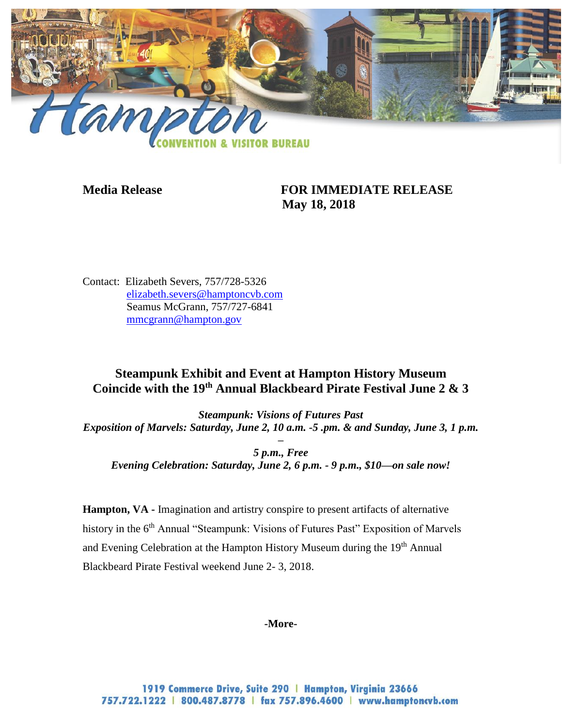**Media Release** **FOR IMMEDIATE RELEASE**
**May 18, 2018**

Contact: Elizabeth Severs, 757/728-5326
elizabeth.severs@hamptoncvb.com
Seamus McGrann, 757/727-6841
mmcgrann@hampton.gov

## Steampunk Exhibit and Event at Hampton History Museum Coincide with the 19th Annual Blackbeard Pirate Festival June 2 & 3

***Steampunk: Visions of Futures Past***
***Exposition of Marvels: Saturday, June 2, 10 a.m. -5 .pm. & and Sunday, June 3, 1 p.m. – 5 p.m., Free***
***Evening Celebration: Saturday, June 2, 6 p.m. - 9 p.m., $10—on sale now!***

**Hampton, VA -** Imagination and artistry conspire to present artifacts of alternative history in the 6th Annual "Steampunk: Visions of Futures Past" Exposition of Marvels and Evening Celebration at the Hampton History Museum during the 19th Annual Blackbeard Pirate Festival weekend June 2- 3, 2018.

**-More-**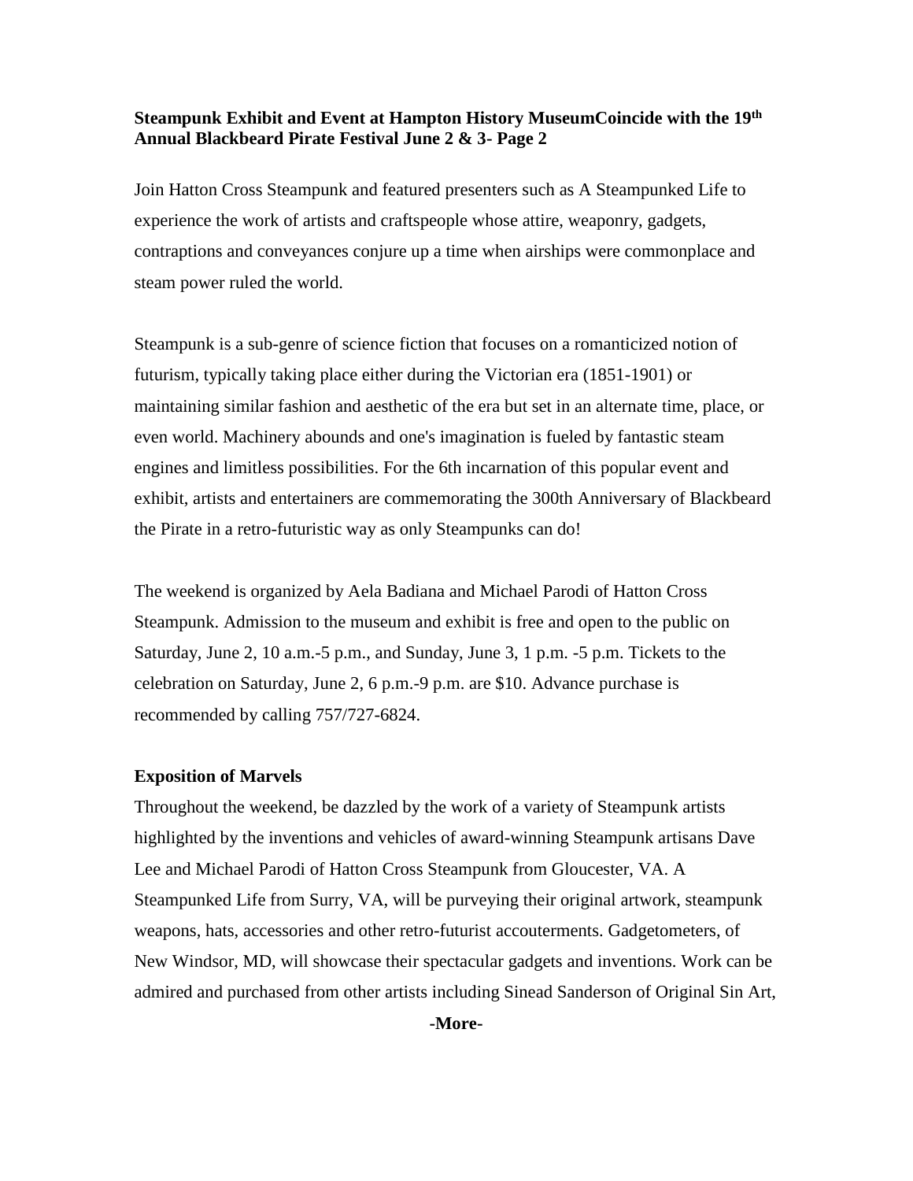**Steampunk Exhibit and Event at Hampton History MuseumCoincide with the 19th Annual Blackbeard Pirate Festival June 2 & 3- Page 2**

Join Hatton Cross Steampunk and featured presenters such as A Steampunked Life to experience the work of artists and craftspeople whose attire, weaponry, gadgets, contraptions and conveyances conjure up a time when airships were commonplace and steam power ruled the world.

Steampunk is a sub-genre of science fiction that focuses on a romanticized notion of futurism, typically taking place either during the Victorian era (1851-1901) or maintaining similar fashion and aesthetic of the era but set in an alternate time, place, or even world. Machinery abounds and one's imagination is fueled by fantastic steam engines and limitless possibilities. For the 6th incarnation of this popular event and exhibit, artists and entertainers are commemorating the 300th Anniversary of Blackbeard the Pirate in a retro-futuristic way as only Steampunks can do!

The weekend is organized by Aela Badiana and Michael Parodi of Hatton Cross Steampunk. Admission to the museum and exhibit is free and open to the public on Saturday, June 2, 10 a.m.-5 p.m., and Sunday, June 3, 1 p.m. -5 p.m. Tickets to the celebration on Saturday, June 2, 6 p.m.-9 p.m. are $10. Advance purchase is recommended by calling 757/727-6824.

**Exposition of Marvels**

Throughout the weekend, be dazzled by the work of a variety of Steampunk artists highlighted by the inventions and vehicles of award-winning Steampunk artisans Dave Lee and Michael Parodi of Hatton Cross Steampunk from Gloucester, VA. A Steampunked Life from Surry, VA, will be purveying their original artwork, steampunk weapons, hats, accessories and other retro-futurist accouterments. Gadgetometers, of New Windsor, MD, will showcase their spectacular gadgets and inventions. Work can be admired and purchased from other artists including Sinead Sanderson of Original Sin Art,

**-More-**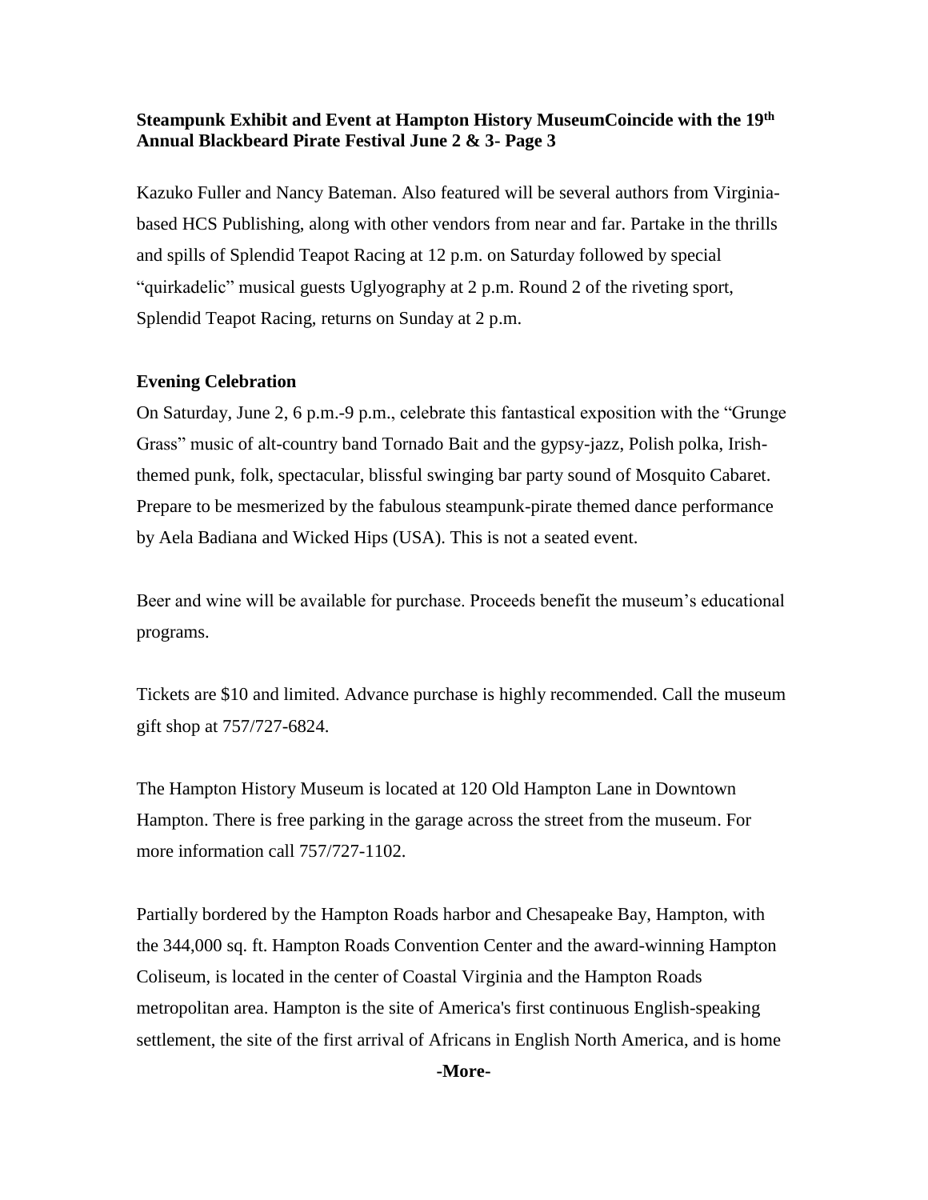Kazuko Fuller and Nancy Bateman. Also featured will be several authors from Virginia-based HCS Publishing, along with other vendors from near and far. Partake in the thrills and spills of Splendid Teapot Racing at 12 p.m. on Saturday followed by special "quirkadelic" musical guests Uglyography at 2 p.m. Round 2 of the riveting sport, Splendid Teapot Racing, returns on Sunday at 2 p.m.

**Evening Celebration**

On Saturday, June 2, 6 p.m.-9 p.m., celebrate this fantastical exposition with the "Grunge Grass" music of alt-country band Tornado Bait and the gypsy-jazz, Polish polka, Irish-themed punk, folk, spectacular, blissful swinging bar party sound of Mosquito Cabaret. Prepare to be mesmerized by the fabulous steampunk-pirate themed dance performance by Aela Badiana and Wicked Hips (USA). This is not a seated event.

Beer and wine will be available for purchase. Proceeds benefit the museum's educational programs.

Tickets are $10 and limited. Advance purchase is highly recommended. Call the museum gift shop at 757/727-6824.

The Hampton History Museum is located at 120 Old Hampton Lane in Downtown Hampton. There is free parking in the garage across the street from the museum. For more information call 757/727-1102.

Partially bordered by the Hampton Roads harbor and Chesapeake Bay, Hampton, with the 344,000 sq. ft. Hampton Roads Convention Center and the award-winning Hampton Coliseum, is located in the center of Coastal Virginia and the Hampton Roads metropolitan area. Hampton is the site of America's first continuous English-speaking settlement, the site of the first arrival of Africans in English North America, and is home

**-More-**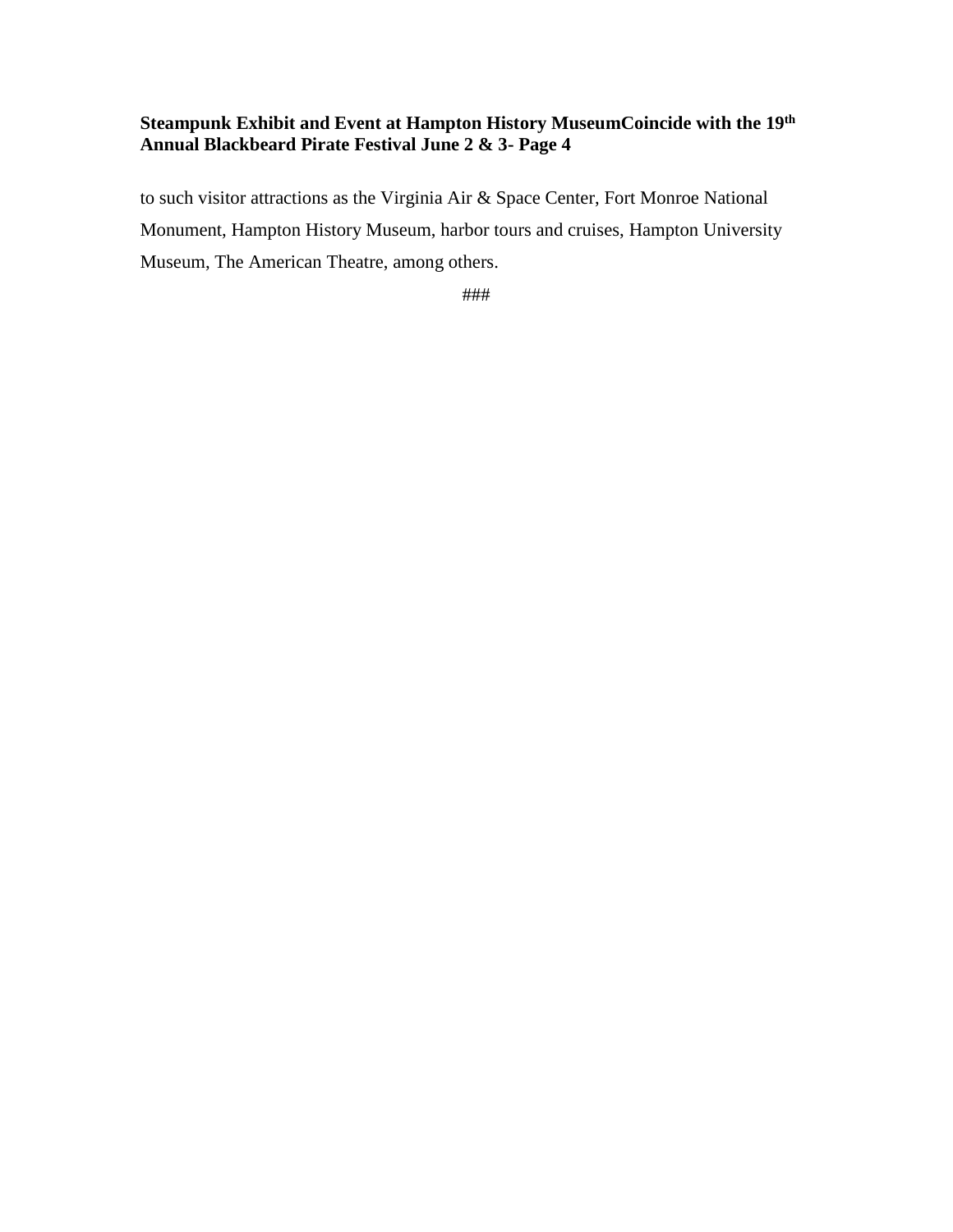to such visitor attractions as the Virginia Air & Space Center, Fort Monroe National Monument, Hampton History Museum, harbor tours and cruises, Hampton University Museum, The American Theatre, among others.

###